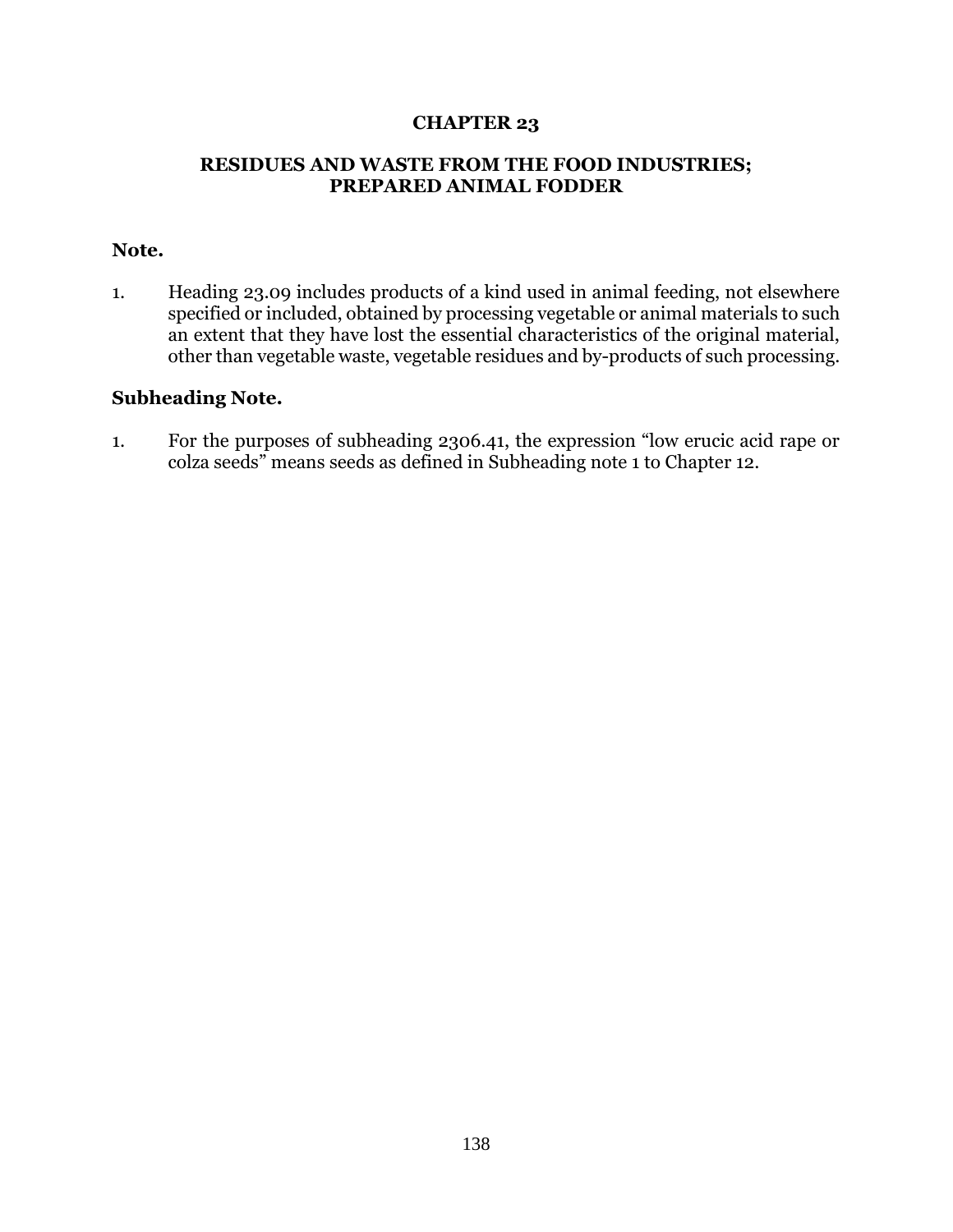# CHAPTER 23

## RESIDUES AND WASTE FROM THE FOOD INDUSTRIES; PREPARED ANIMAL FODDER

### Note.

1. Heading 23.09 includes products of a kind used in animal feeding, not elsewhere specified or included, obtained by processing vegetable or animal materials to such an extent that they have lost the essential characteristics of the original material, other than vegetable waste, vegetable residues and by-products of such processing.

### Subheading Note.

1. For the purposes of subheading 2306.41, the expression "low erucic acid rape or colza seeds" means seeds as defined in Subheading note 1 to Chapter 12.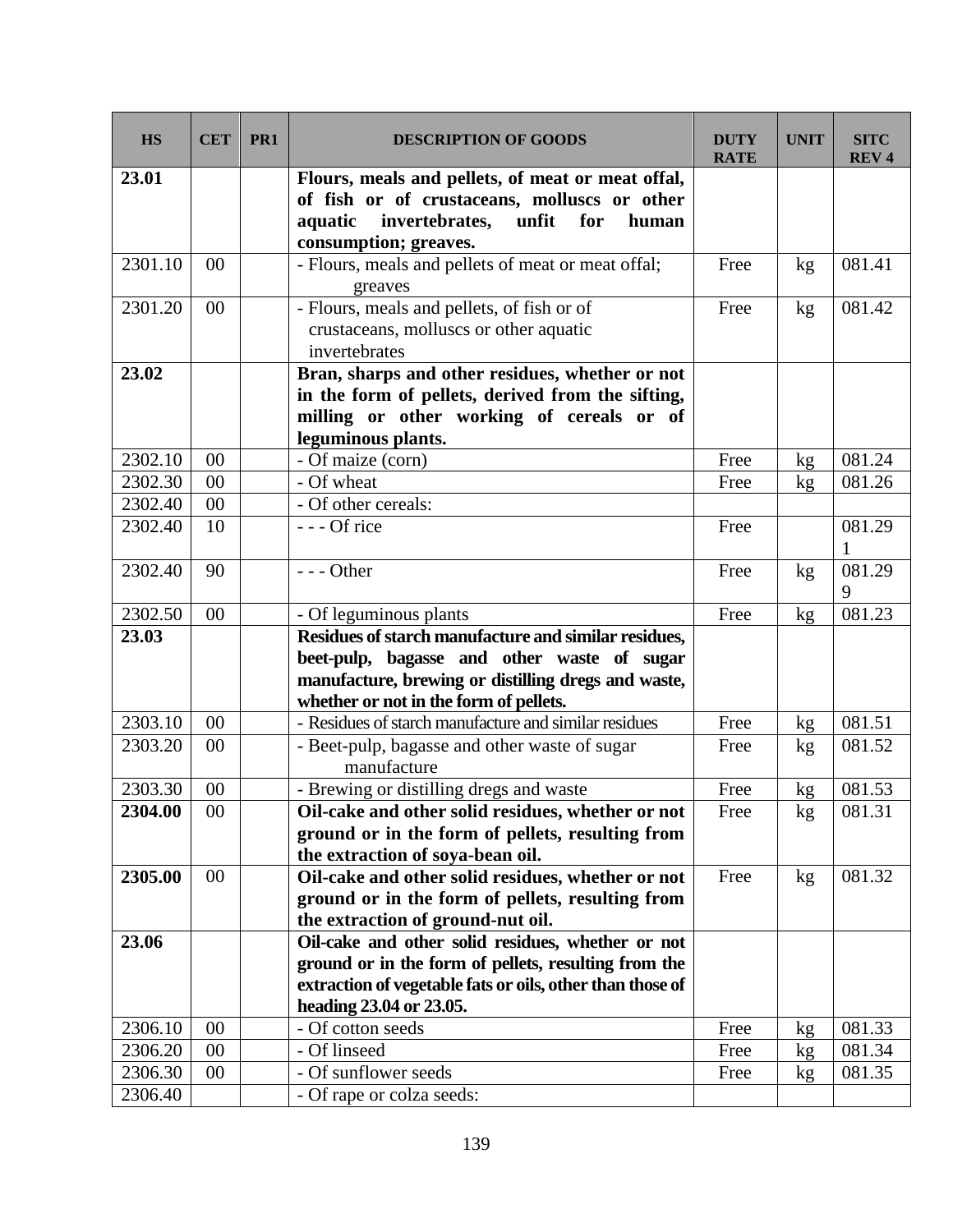| HS | CET | PR1 | DESCRIPTION OF GOODS | DUTY RATE | UNIT | SITC REV 4 |
|---|---|---|---|---|---|---|
| **23.01** | | | **Flours, meals and pellets, of meat or meat offal, of fish or of crustaceans, molluscs or other aquatic invertebrates, unfit for human consumption; greaves.** | | | |
| 2301.10 | 00 | | - Flours, meals and pellets of meat or meat offal; greaves | Free | kg | 081.41 |
| 2301.20 | 00 | | - Flours, meals and pellets, of fish or of crustaceans, molluscs or other aquatic invertebrates | Free | kg | 081.42 |
| **23.02** | | | **Bran, sharps and other residues, whether or not in the form of pellets, derived from the sifting, milling or other working of cereals or of leguminous plants.** | | | |
| 2302.10 | 00 | | - Of maize (corn) | Free | kg | 081.24 |
| 2302.30 | 00 | | - Of wheat | Free | kg | 081.26 |
| 2302.40 | 00 | | - Of other cereals: | | | |
| 2302.40 | 10 | | - - - Of rice | Free | | 081.291 |
| 2302.40 | 90 | | - - - Other | Free | kg | 081.299 |
| 2302.50 | 00 | | - Of leguminous plants | Free | kg | 081.23 |
| **23.03** | | | **Residues of starch manufacture and similar residues, beet-pulp, bagasse and other waste of sugar manufacture, brewing or distilling dregs and waste, whether or not in the form of pellets.** | | | |
| 2303.10 | 00 | | - Residues of starch manufacture and similar residues | Free | kg | 081.51 |
| 2303.20 | 00 | | - Beet-pulp, bagasse and other waste of sugar manufacture | Free | kg | 081.52 |
| 2303.30 | 00 | | - Brewing or distilling dregs and waste | Free | kg | 081.53 |
| **2304.00** | 00 | | **Oil-cake and other solid residues, whether or not ground or in the form of pellets, resulting from the extraction of soya-bean oil.** | Free | kg | 081.31 |
| **2305.00** | 00 | | **Oil-cake and other solid residues, whether or not ground or in the form of pellets, resulting from the extraction of ground-nut oil.** | Free | kg | 081.32 |
| **23.06** | | | **Oil-cake and other solid residues, whether or not ground or in the form of pellets, resulting from the extraction of vegetable fats or oils, other than those of heading 23.04 or 23.05.** | | | |
| 2306.10 | 00 | | - Of cotton seeds | Free | kg | 081.33 |
| 2306.20 | 00 | | - Of linseed | Free | kg | 081.34 |
| 2306.30 | 00 | | - Of sunflower seeds | Free | kg | 081.35 |
| 2306.40 | | | - Of rape or colza seeds: | | | |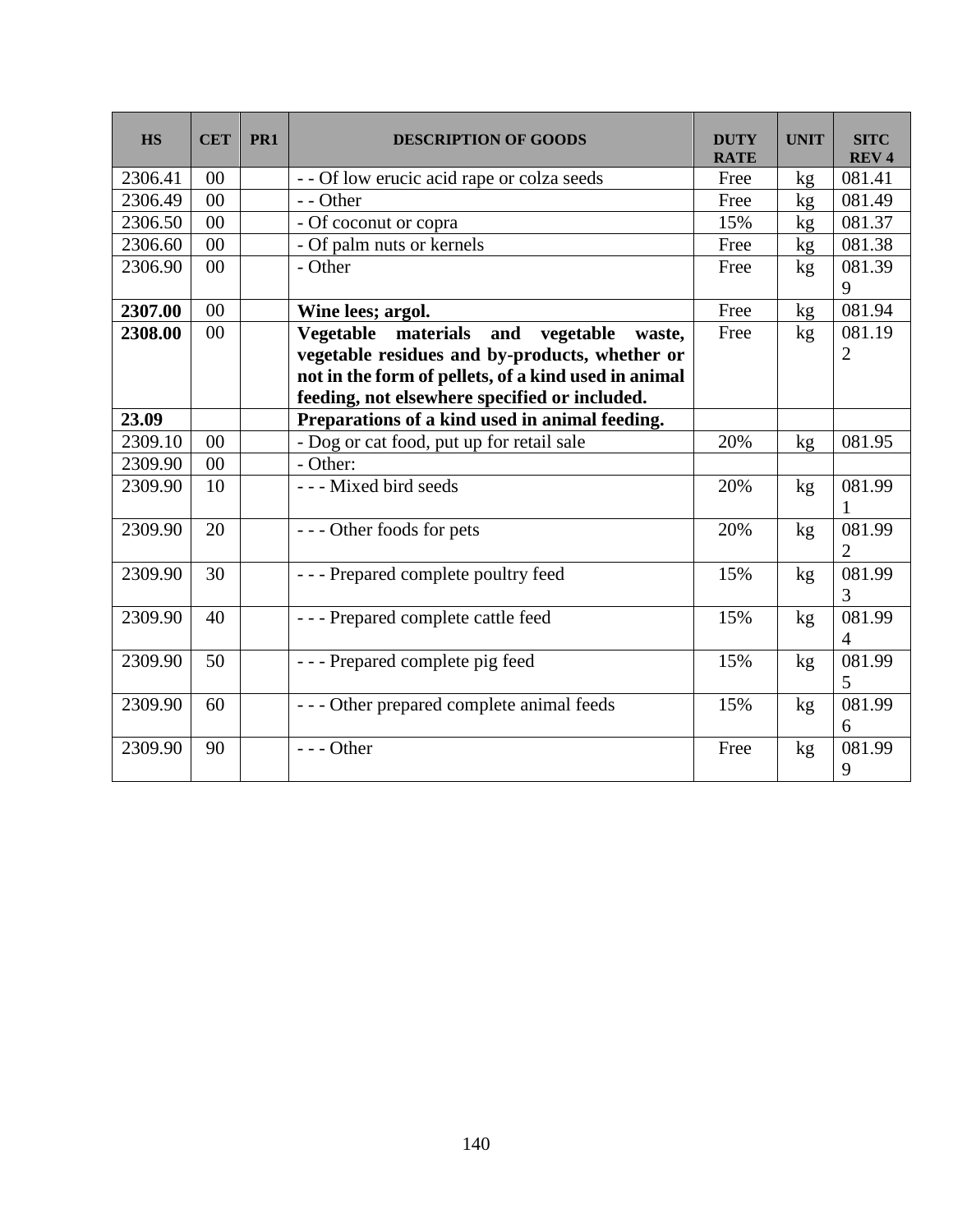| HS | CET | PR1 | DESCRIPTION OF GOODS | DUTY RATE | UNIT | SITC REV 4 |
|---|---|---|---|---|---|---|
| 2306.41 | 00 | | - - Of low erucic acid rape or colza seeds | Free | kg | 081.41 |
| 2306.49 | 00 | | - - Other | Free | kg | 081.49 |
| 2306.50 | 00 | | - Of coconut or copra | 15% | kg | 081.37 |
| 2306.60 | 00 | | - Of palm nuts or kernels | Free | kg | 081.38 |
| 2306.90 | 00 | | - Other | Free | kg | 081.399 |
| **2307.00** | 00 | | **Wine lees; argol.** | Free | kg | 081.94 |
| **2308.00** | 00 | | **Vegetable materials and vegetable waste, vegetable residues and by-products, whether or not in the form of pellets, of a kind used in animal feeding, not elsewhere specified or included.** | Free | kg | 081.192 |
| **23.09** | | | **Preparations of a kind used in animal feeding.** | | | |
| 2309.10 | 00 | | - Dog or cat food, put up for retail sale | 20% | kg | 081.95 |
| 2309.90 | 00 | | - Other: | | | |
| 2309.90 | 10 | | - - - Mixed bird seeds | 20% | kg | 081.991 |
| 2309.90 | 20 | | - - - Other foods for pets | 20% | kg | 081.992 |
| 2309.90 | 30 | | - - - Prepared complete poultry feed | 15% | kg | 081.993 |
| 2309.90 | 40 | | - - - Prepared complete cattle feed | 15% | kg | 081.994 |
| 2309.90 | 50 | | - - - Prepared complete pig feed | 15% | kg | 081.995 |
| 2309.90 | 60 | | - - - Other prepared complete animal feeds | 15% | kg | 081.996 |
| 2309.90 | 90 | | - - - Other | Free | kg | 081.999 |